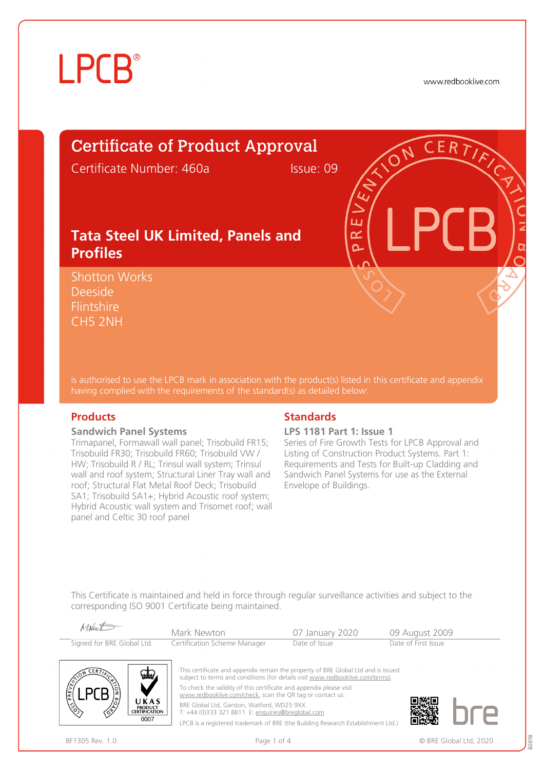LPCB®

www.redbooklive.com

# Certificate of Product Approval

Certificate Number: 460a Issue: 09

## Tata Steel UK Limited, Panels and Profiles

Shotton Works
Deeside
Flintshire
CH5 2NH

is authorised to use the LPCB mark in association with the product(s) listed in this certificate and appendix having complied with the requirements of the standard(s) as detailed below:

## Products

**Sandwich Panel Systems**

Trimapanel, Formawall wall panel; Trisobuild FR15; Trisobuild FR30; Trisobuild FR60; Trisobuild VW / HW; Trisobuild R / RL; Trinsul wall system; Trinsul wall and roof system; Structural Liner Tray wall and roof; Structural Flat Metal Roof Deck; Trisobuild SA1; Trisobuild SA1+; Hybrid Acoustic roof system; Hybrid Acoustic wall system and Trisomet roof; wall panel and Celtic 30 roof panel

## Standards

**LPS 1181 Part 1: Issue 1**

Series of Fire Growth Tests for LPCB Approval and Listing of Construction Product Systems. Part 1: Requirements and Tests for Built-up Cladding and Sandwich Panel Systems for use as the External Envelope of Buildings.

This Certificate is maintained and held in force through regular surveillance activities and subject to the corresponding ISO 9001 Certificate being maintained.

| Signed for BRE Global Ltd. | Mark Newton<br>Certification Scheme Manager | 07 January 2020<br>Date of Issue | 09 August 2009<br>Date of First Issue |
|---|---|---|---|

UKAS PRODUCT CERTIFICATION 0007

This certificate and appendix remain the property of BRE Global Ltd and is issued subject to terms and conditions (for details visit www.redbooklive.com/terms).

To check the validity of this certificate and appendix please visit www.redbooklive.com/check, scan the QR tag or contact us.

BRE Global Ltd, Garston, Watford, WD25 9XX
T: +44 (0)333 321 8811 E: enquiries@breglobal.com

LPCB is a registered trademark of BRE (the Building Research Establishment Ltd.)

BF1305 Rev. 1.0

© BRE Global Ltd, 2020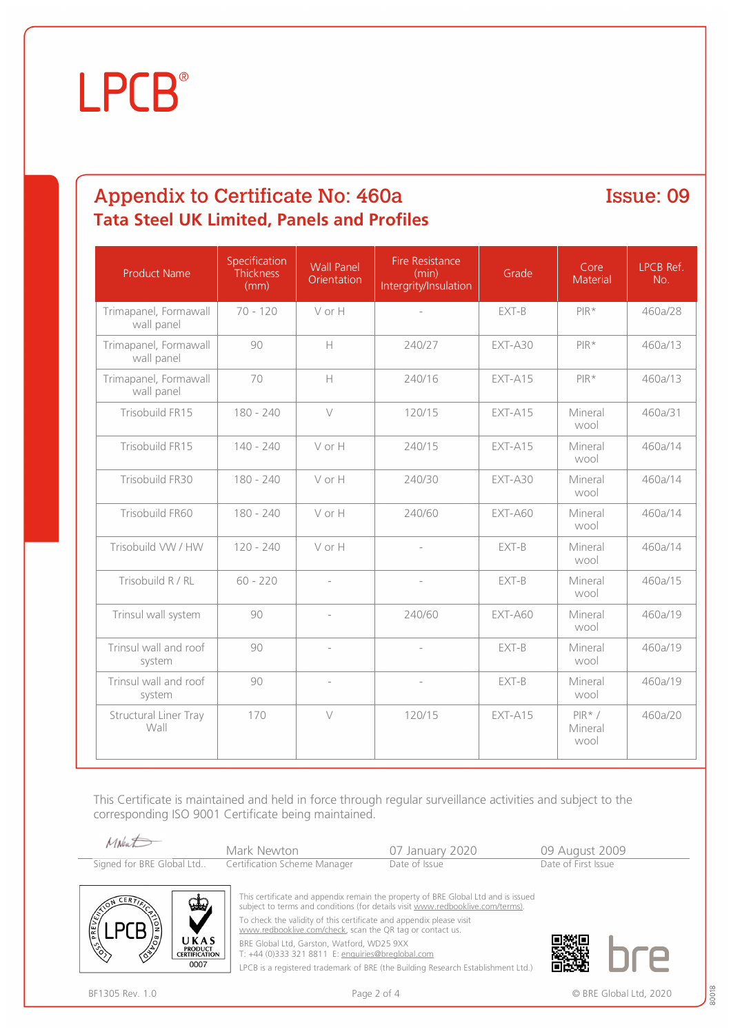# LPCB®

## Appendix to Certificate No: 460a

**Issue: 09**

### Tata Steel UK Limited, Panels and Profiles

| Product Name | Specification Thickness (mm) | Wall Panel Orientation | Fire Resistance (min) Intergrity/Insulation | Grade | Core Material | LPCB Ref. No. |
|---|---|---|---|---|---|---|
| Trimapanel, Formawall wall panel | 70 - 120 | V or H | - | EXT-B | PIR* | 460a/28 |
| Trimapanel, Formawall wall panel | 90 | H | 240/27 | EXT-A30 | PIR* | 460a/13 |
| Trimapanel, Formawall wall panel | 70 | H | 240/16 | EXT-A15 | PIR* | 460a/13 |
| Trisobuild FR15 | 180 - 240 | V | 120/15 | EXT-A15 | Mineral wool | 460a/31 |
| Trisobuild FR15 | 140 - 240 | V or H | 240/15 | EXT-A15 | Mineral wool | 460a/14 |
| Trisobuild FR30 | 180 - 240 | V or H | 240/30 | EXT-A30 | Mineral wool | 460a/14 |
| Trisobuild FR60 | 180 - 240 | V or H | 240/60 | EXT-A60 | Mineral wool | 460a/14 |
| Trisobuild VW / HW | 120 - 240 | V or H | - | EXT-B | Mineral wool | 460a/14 |
| Trisobuild R / RL | 60 - 220 | - | - | EXT-B | Mineral wool | 460a/15 |
| Trinsul wall system | 90 | - | 240/60 | EXT-A60 | Mineral wool | 460a/19 |
| Trinsul wall and roof system | 90 | - | - | EXT-B | Mineral wool | 460a/19 |
| Trinsul wall and roof system | 90 | - | - | EXT-B | Mineral wool | 460a/19 |
| Structural Liner Tray Wall | 170 | V | 120/15 | EXT-A15 | PIR* / Mineral wool | 460a/20 |

This Certificate is maintained and held in force through regular surveillance activities and subject to the corresponding ISO 9001 Certificate being maintained.

| Signed for BRE Global Ltd.. | Mark Newton<br>Certification Scheme Manager | 07 January 2020<br>Date of Issue | 09 August 2009<br>Date of First Issue |
|---|---|---|---|

This certificate and appendix remain the property of BRE Global Ltd and is issued subject to terms and conditions (for details visit www.redbooklive.com/terms).

To check the validity of this certificate and appendix please visit www.redbooklive.com/check, scan the QR tag or contact us.

BRE Global Ltd, Garston, Watford, WD25 9XX
T: +44 (0)333 321 8811 E: enquiries@breglobal.com

LPCB is a registered trademark of BRE (the Building Research Establishment Ltd.)

BF1305 Rev. 1.0

© BRE Global Ltd, 2020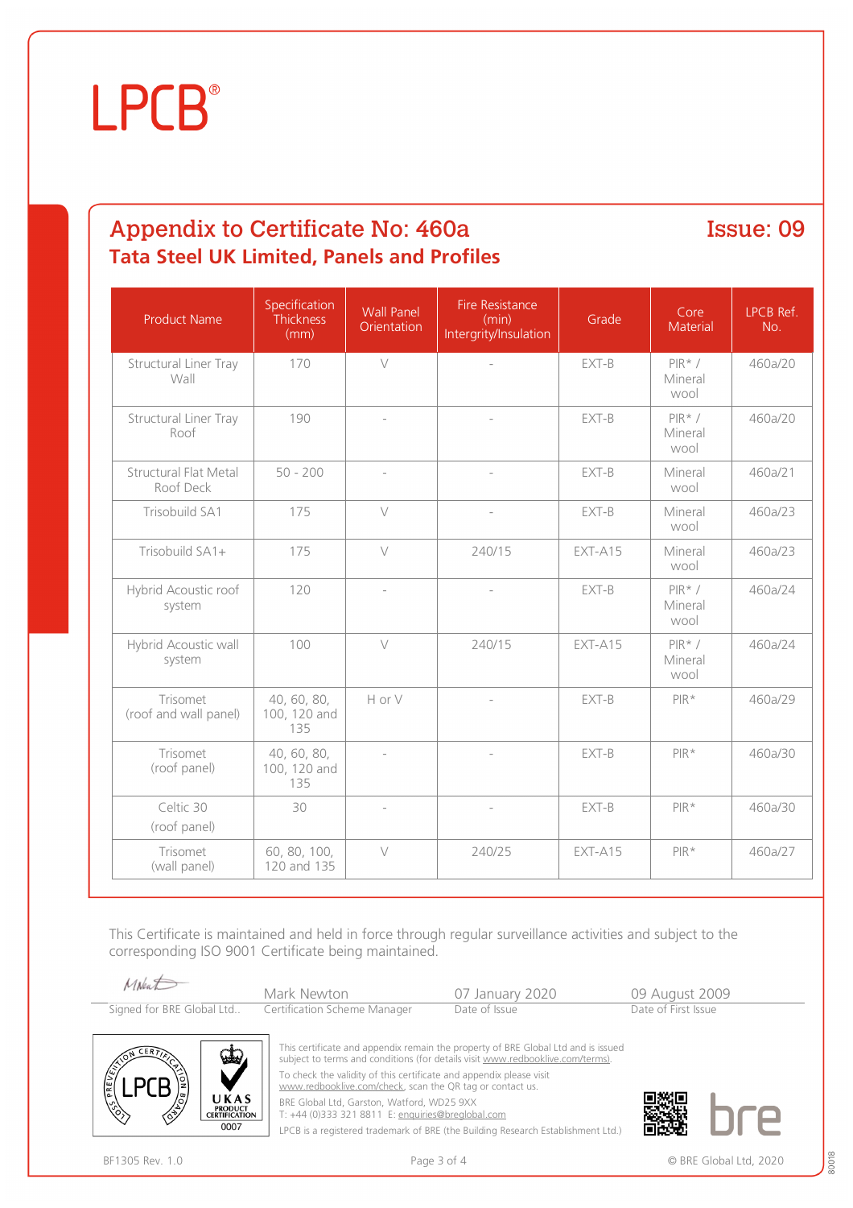LPCB®

## Appendix to Certificate No: 460a

**Issue: 09**

### Tata Steel UK Limited, Panels and Profiles

| Product Name | Specification Thickness (mm) | Wall Panel Orientation | Fire Resistance (min) Intergrity/Insulation | Grade | Core Material | LPCB Ref. No. |
|---|---|---|---|---|---|---|
| Structural Liner Tray Wall | 170 | V | - | EXT-B | PIR* / Mineral wool | 460a/20 |
| Structural Liner Tray Roof | 190 | - | - | EXT-B | PIR* / Mineral wool | 460a/20 |
| Structural Flat Metal Roof Deck | 50 - 200 | - | - | EXT-B | Mineral wool | 460a/21 |
| Trisobuild SA1 | 175 | V | - | EXT-B | Mineral wool | 460a/23 |
| Trisobuild SA1+ | 175 | V | 240/15 | EXT-A15 | Mineral wool | 460a/23 |
| Hybrid Acoustic roof system | 120 | - | - | EXT-B | PIR* / Mineral wool | 460a/24 |
| Hybrid Acoustic wall system | 100 | V | 240/15 | EXT-A15 | PIR* / Mineral wool | 460a/24 |
| Trisomet (roof and wall panel) | 40, 60, 80, 100, 120 and 135 | H or V | - | EXT-B | PIR* | 460a/29 |
| Trisomet (roof panel) | 40, 60, 80, 100, 120 and 135 | - | - | EXT-B | PIR* | 460a/30 |
| Celtic 30 (roof panel) | 30 | - | - | EXT-B | PIR* | 460a/30 |
| Trisomet (wall panel) | 60, 80, 100, 120 and 135 | V | 240/25 | EXT-A15 | PIR* | 460a/27 |

This Certificate is maintained and held in force through regular surveillance activities and subject to the corresponding ISO 9001 Certificate being maintained.

| Signed for BRE Global Ltd.. | Mark Newton<br>Certification Scheme Manager | 07 January 2020<br>Date of Issue | 09 August 2009<br>Date of First Issue |
|---|---|---|---|

This certificate and appendix remain the property of BRE Global Ltd and is issued subject to terms and conditions (for details visit www.redbooklive.com/terms).

To check the validity of this certificate and appendix please visit www.redbooklive.com/check, scan the QR tag or contact us.

BRE Global Ltd, Garston, Watford, WD25 9XX
T: +44 (0)333 321 8811 E: enquiries@breglobal.com

LPCB is a registered trademark of BRE (the Building Research Establishment Ltd.)

BF1305 Rev. 1.0

© BRE Global Ltd, 2020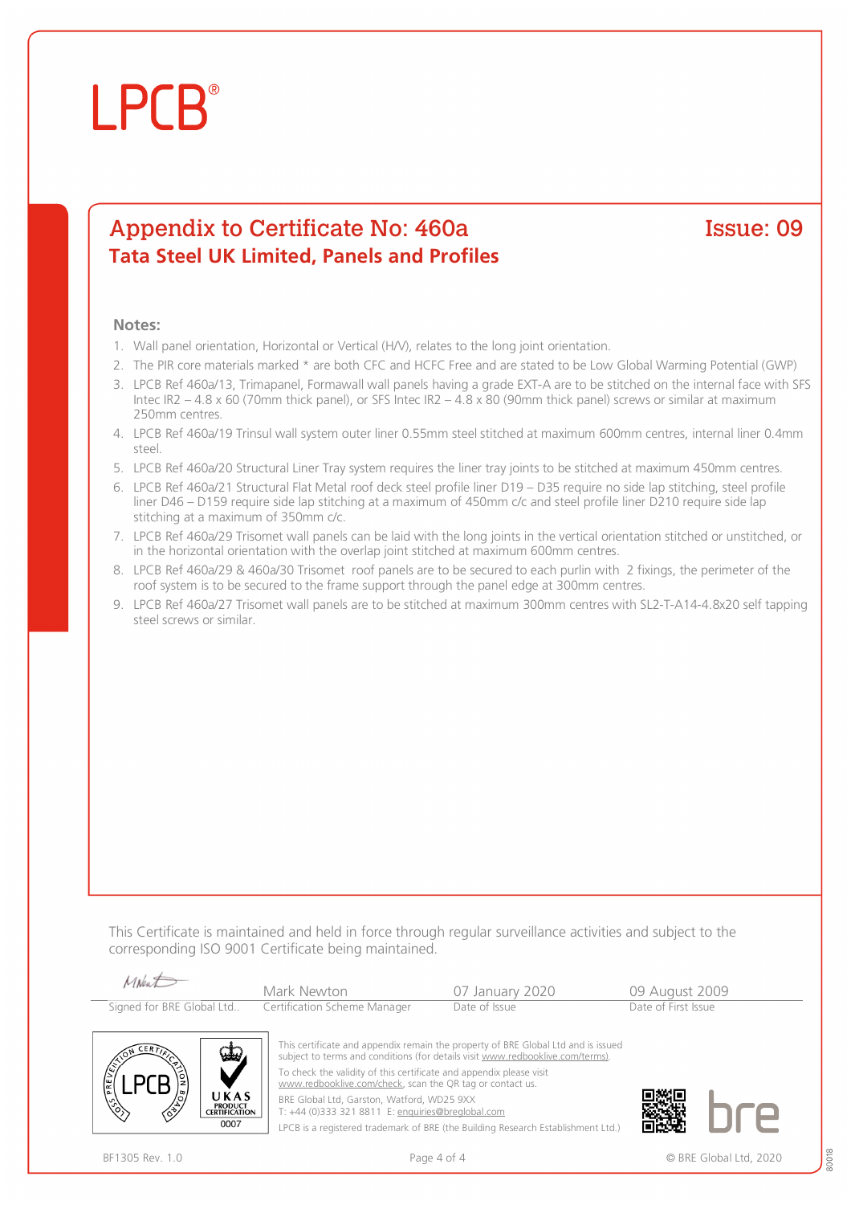# Appendix to Certificate No: 460a

**Issue: 09**

## Tata Steel UK Limited, Panels and Profiles

**Notes:**

1. Wall panel orientation, Horizontal or Vertical (H/V), relates to the long joint orientation.
2. The PIR core materials marked * are both CFC and HCFC Free and are stated to be Low Global Warming Potential (GWP)
3. LPCB Ref 460a/13, Trimapanel, Formawall wall panels having a grade EXT-A are to be stitched on the internal face with SFS Intec IR2 – 4.8 x 60 (70mm thick panel), or SFS Intec IR2 – 4.8 x 80 (90mm thick panel) screws or similar at maximum 250mm centres.
4. LPCB Ref 460a/19 Trinsul wall system outer liner 0.55mm steel stitched at maximum 600mm centres, internal liner 0.4mm steel.
5. LPCB Ref 460a/20 Structural Liner Tray system requires the liner tray joints to be stitched at maximum 450mm centres.
6. LPCB Ref 460a/21 Structural Flat Metal roof deck steel profile liner D19 – D35 require no side lap stitching, steel profile liner D46 – D159 require side lap stitching at a maximum of 450mm c/c and steel profile liner D210 require side lap stitching at a maximum of 350mm c/c.
7. LPCB Ref 460a/29 Trisomet wall panels can be laid with the long joints in the vertical orientation stitched or unstitched, or in the horizontal orientation with the overlap joint stitched at maximum 600mm centres.
8. LPCB Ref 460a/29 & 460a/30 Trisomet roof panels are to be secured to each purlin with 2 fixings, the perimeter of the roof system is to be secured to the frame support through the panel edge at 300mm centres.
9. LPCB Ref 460a/27 Trisomet wall panels are to be stitched at maximum 300mm centres with SL2-T-A14-4.8x20 self tapping steel screws or similar.

This Certificate is maintained and held in force through regular surveillance activities and subject to the corresponding ISO 9001 Certificate being maintained.

| Signed for BRE Global Ltd.. | Mark Newton<br>Certification Scheme Manager | 07 January 2020<br>Date of Issue | 09 August 2009<br>Date of First Issue |
|---|---|---|---|

This certificate and appendix remain the property of BRE Global Ltd and is issued subject to terms and conditions (for details visit www.redbooklive.com/terms).

To check the validity of this certificate and appendix please visit www.redbooklive.com/check, scan the QR tag or contact us.

BRE Global Ltd, Garston, Watford, WD25 9XX
T: +44 (0)333 321 8811 E: enquiries@breglobal.com

LPCB is a registered trademark of BRE (the Building Research Establishment Ltd.)

BF1305 Rev. 1.0

© BRE Global Ltd, 2020